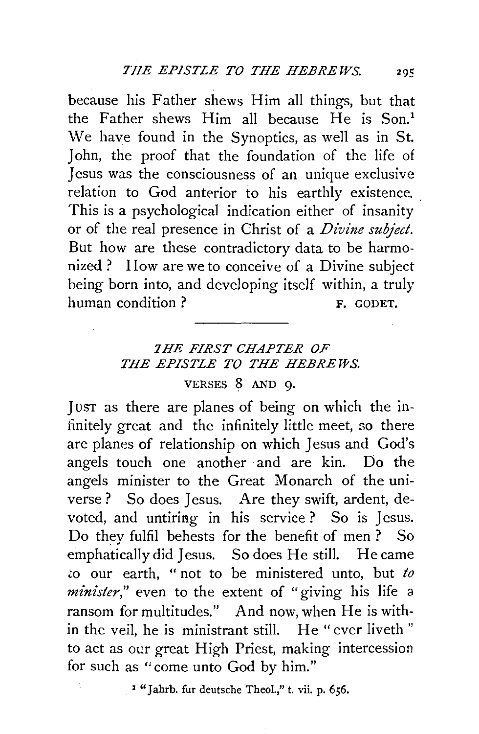because his Father shews Him all things, but that the Father shews Him all because He is Son.[1] We have found in the Synoptics, as well as in St. John, the proof that the foundation of the life of Jesus was the consciousness of an unique exclusive relation to God anterior to his earthly existence. This is a psychological indication either of insanity or of the real presence in Christ of a *Divine subject.* But how are these contradictory data to be harmonized? How are we to conceive of a Divine subject being born into, and developing itself within, a truly human condition?

F. GODET.

---

## *THE FIRST CHAPTER OF THE EPISTLE TO THE HEBREWS.*

### VERSES 8 AND 9.

JUST as there are planes of being on which the infinitely great and the infinitely little meet, so there are planes of relationship on which Jesus and God's angels touch one another and are kin. Do the angels minister to the Great Monarch of the universe? So does Jesus. Are they swift, ardent, devoted, and untiring in his service? So is Jesus. Do they fulfil behests for the benefit of men? So emphatically did Jesus. So does He still. He came to our earth, "not to be ministered unto, but *to minister,*" even to the extent of "giving his life a ransom for multitudes." And now, when He is within the veil, he is ministrant still. He "ever liveth" to act as our great High Priest, making intercession for such as "come unto God by him."

[1] "Jahrb. fur deutsche Theol.," t. vii. p. 656.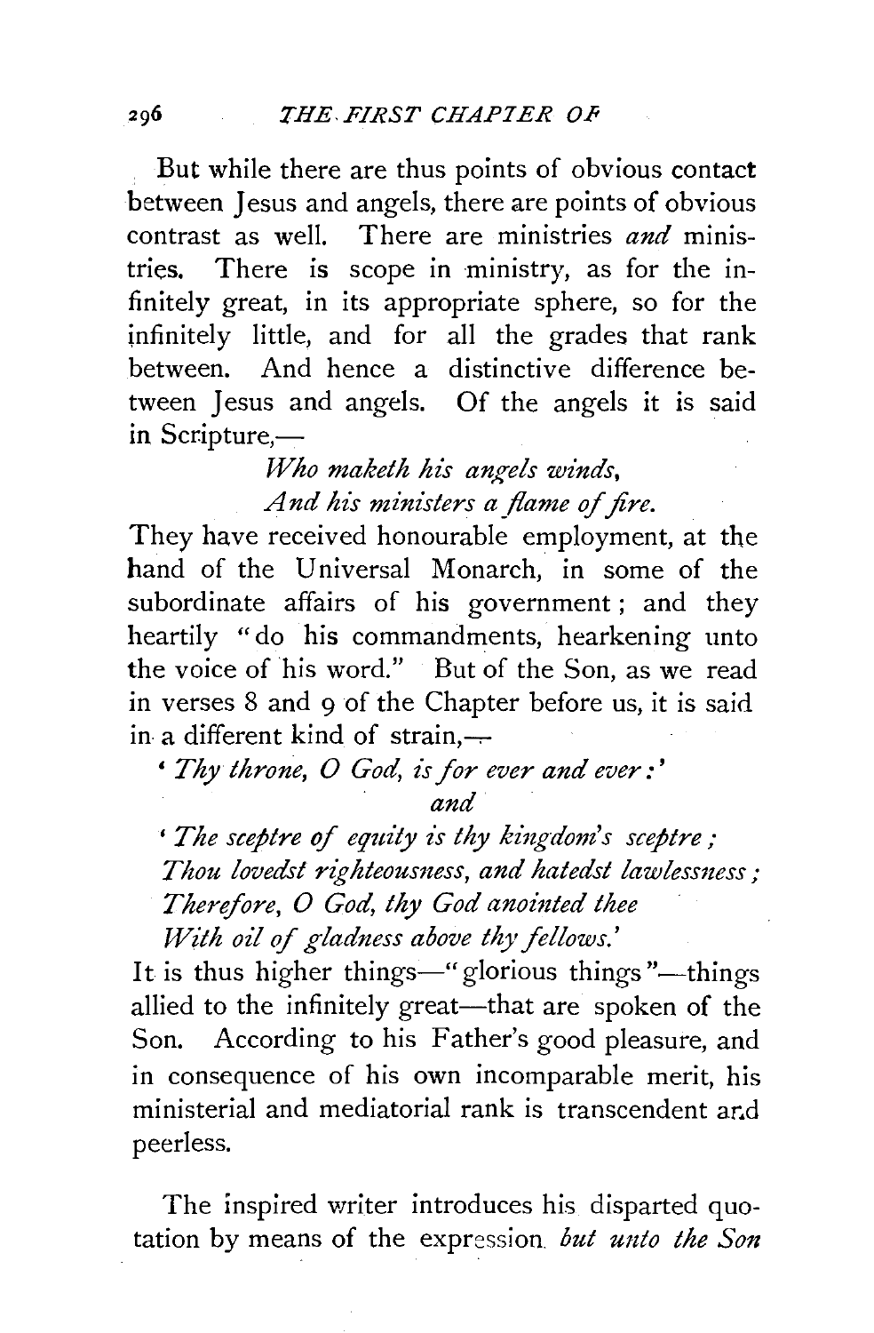But while there are thus points of obvious contact between Jesus and angels, there are points of obvious contrast as well. There are ministries *and* ministries. There is scope in ministry, as for the infinitely great, in its appropriate sphere, so for the infinitely little, and for all the grades that rank between. And hence a distinctive difference between Jesus and angels. Of the angels it is said in Scripture,—

> *Who maketh his angels winds,*
> *And his ministers a flame of fire.*

They have received honourable employment, at the hand of the Universal Monarch, in some of the subordinate affairs of his government; and they heartily "do his commandments, hearkening unto the voice of his word." But of the Son, as we read in verses 8 and 9 of the Chapter before us, it is said in a different kind of strain,—

> '*Thy throne, O God, is for ever and ever:*'
>
> *and*
>
> '*The sceptre of equity is thy kingdom's sceptre;*
> *Thou lovedst righteousness, and hatedst lawlessness;*
> *Therefore, O God, thy God anointed thee*
> *With oil of gladness above thy fellows.*'

It is thus higher things—"glorious things"—things allied to the infinitely great—that are spoken of the Son. According to his Father's good pleasure, and in consequence of his own incomparable merit, his ministerial and mediatorial rank is transcendent and peerless.

The inspired writer introduces his disparted quotation by means of the expression *but unto the Son*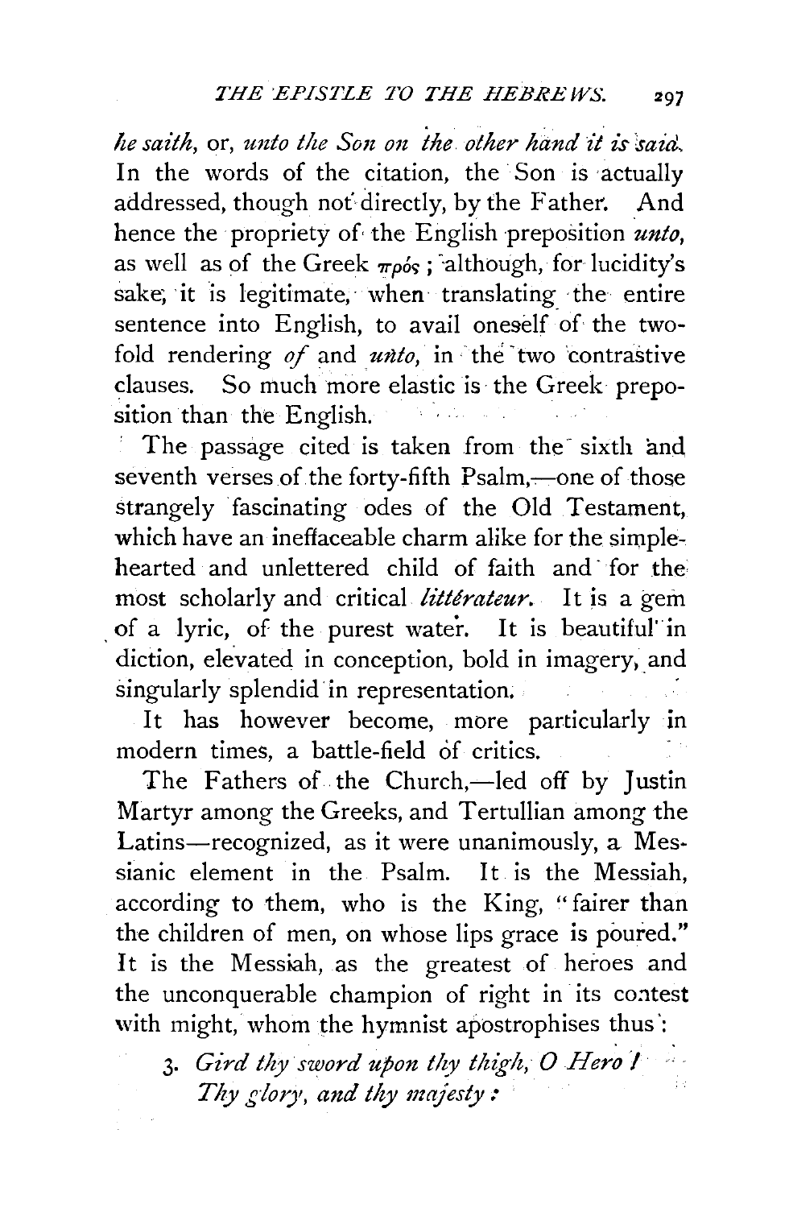*he saith*, or, *unto the Son on the other hand it is said.* In the words of the citation, the Son is actually addressed, though not directly, by the Father. And hence the propriety of the English preposition *unto*, as well as of the Greek πρός; although, for lucidity's sake, it is legitimate, when translating the entire sentence into English, to avail oneself of the two-fold rendering *of* and *unto*, in the two contrastive clauses. So much more elastic is the Greek preposition than the English.

The passage cited is taken from the sixth and seventh verses of the forty-fifth Psalm,—one of those strangely fascinating odes of the Old Testament, which have an ineffaceable charm alike for the simple-hearted and unlettered child of faith and for the most scholarly and critical *littérateur*. It is a gem of a lyric, of the purest water. It is beautiful in diction, elevated in conception, bold in imagery, and singularly splendid in representation.

It has however become, more particularly in modern times, a battle-field of critics.

The Fathers of the Church,—led off by Justin Martyr among the Greeks, and Tertullian among the Latins—recognized, as it were unanimously, a Messianic element in the Psalm. It is the Messiah, according to them, who is the King, "fairer than the children of men, on whose lips grace is poured." It is the Messiah, as the greatest of heroes and the unconquerable champion of right in its contest with might, whom the hymnist apostrophises thus:

> 3. *Gird thy sword upon thy thigh, O Hero!*
> *Thy glory, and thy majesty:*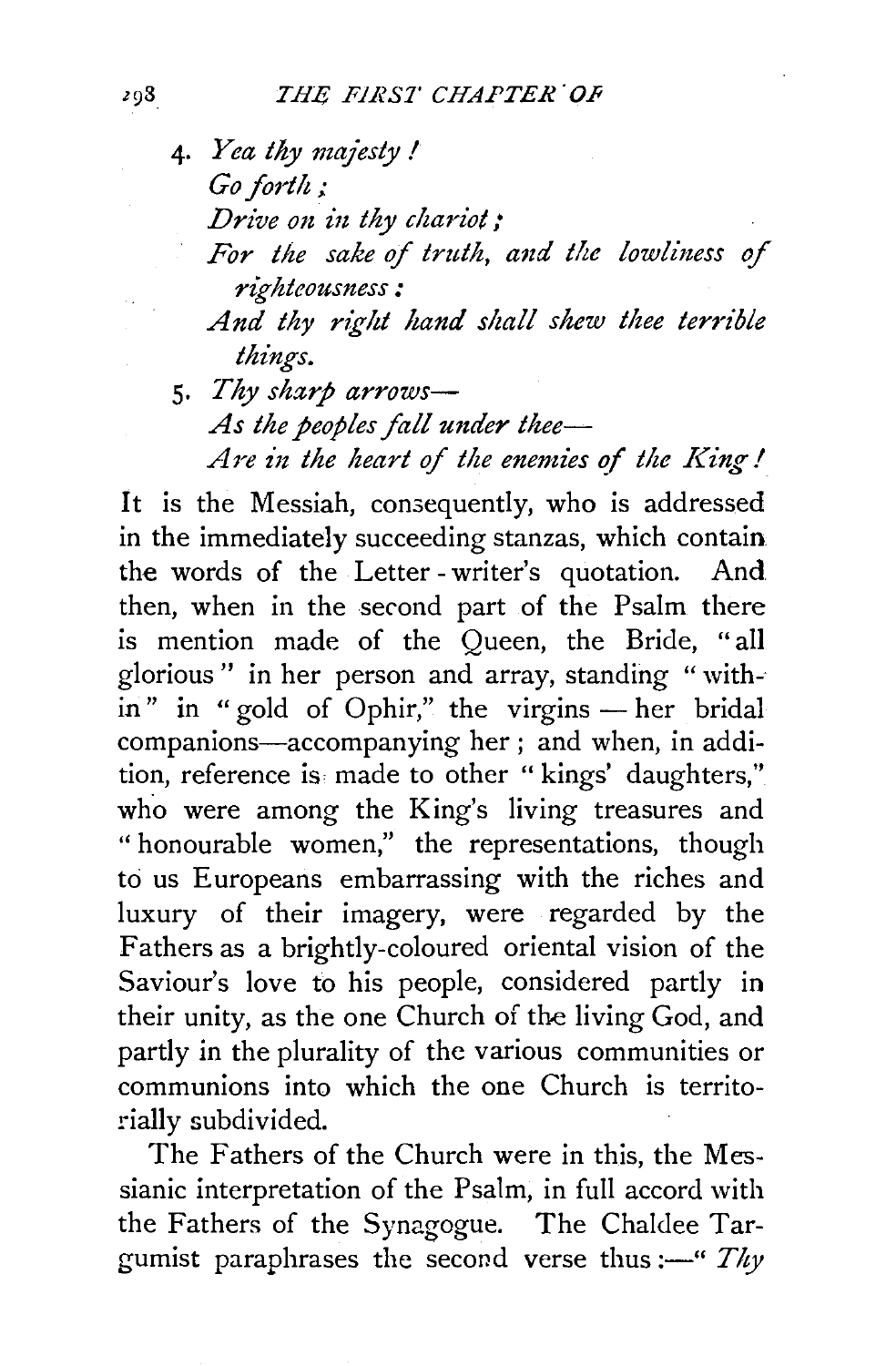4. *Yea thy majesty!*
   *Go forth;*
   *Drive on in thy chariot;*
   *For the sake of truth, and the lowliness of righteousness:*
   *And thy right hand shall shew thee terrible things.*

5. *Thy sharp arrows—*
   *As the peoples fall under thee—*
   *Are in the heart of the enemies of the King!*

It is the Messiah, consequently, who is addressed in the immediately succeeding stanzas, which contain the words of the Letter-writer's quotation. And then, when in the second part of the Psalm there is mention made of the Queen, the Bride, "all glorious" in her person and array, standing "within" in "gold of Ophir," the virgins — her bridal companions—accompanying her; and when, in addition, reference is made to other "kings' daughters," who were among the King's living treasures and "honourable women," the representations, though to us Europeans embarrassing with the riches and luxury of their imagery, were regarded by the Fathers as a brightly-coloured oriental vision of the Saviour's love to his people, considered partly in their unity, as the one Church of the living God, and partly in the plurality of the various communities or communions into which the one Church is territorially subdivided.

The Fathers of the Church were in this, the Messianic interpretation of the Psalm, in full accord with the Fathers of the Synagogue. The Chaldee Targumist paraphrases the second verse thus:—" *Thy*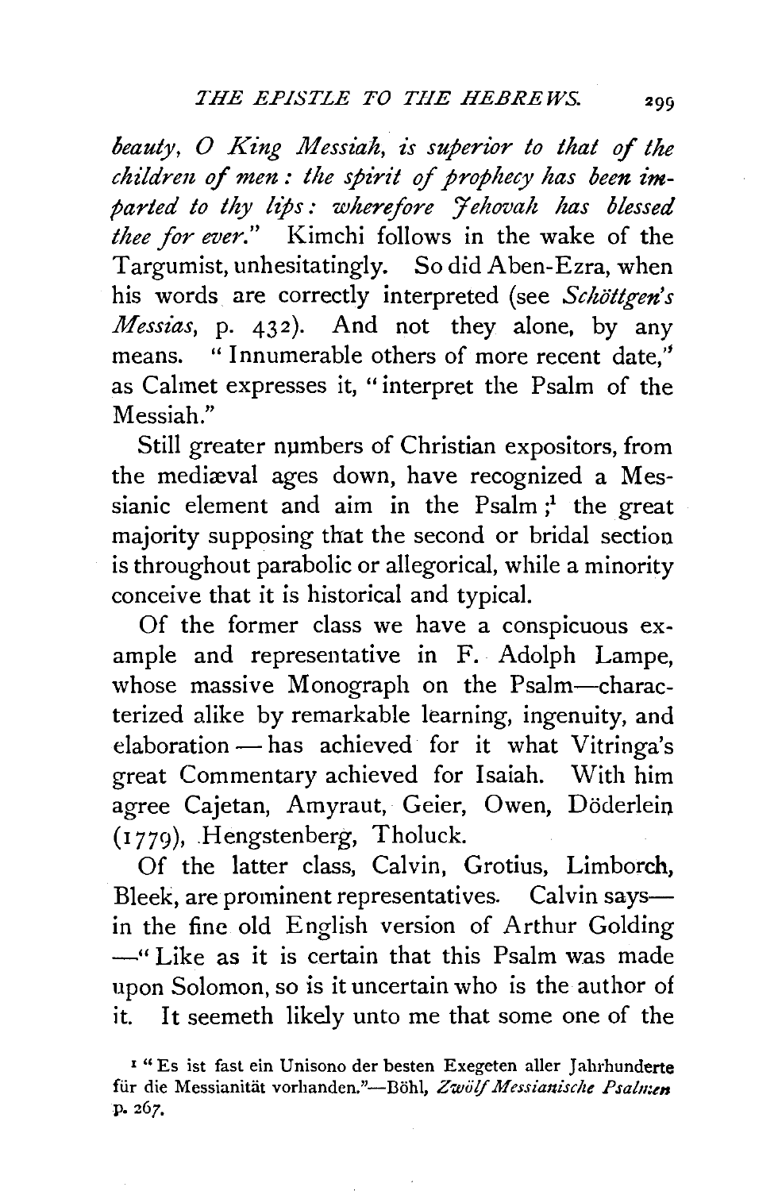*beauty, O King Messiah, is superior to that of the children of men: the spirit of prophecy has been imparted to thy lips: wherefore Jehovah has blessed thee for ever.*" Kimchi follows in the wake of the Targumist, unhesitatingly. So did Aben-Ezra, when his words are correctly interpreted (see *Schöttgen's Messias*, p. 432). And not they alone, by any means. "Innumerable others of more recent date," as Calmet expresses it, "interpret the Psalm of the Messiah."

Still greater numbers of Christian expositors, from the mediæval ages down, have recognized a Messianic element and aim in the Psalm;[1] the great majority supposing that the second or bridal section is throughout parabolic or allegorical, while a minority conceive that it is historical and typical.

Of the former class we have a conspicuous example and representative in F. Adolph Lampe, whose massive Monograph on the Psalm—characterized alike by remarkable learning, ingenuity, and elaboration — has achieved for it what Vitringa's great Commentary achieved for Isaiah. With him agree Cajetan, Amyraut, Geier, Owen, Döderlein (1779), Hengstenberg, Tholuck.

Of the latter class, Calvin, Grotius, Limborch, Bleek, are prominent representatives. Calvin says—in the fine old English version of Arthur Golding—"Like as it is certain that this Psalm was made upon Solomon, so is it uncertain who is the author of it. It seemeth likely unto me that some one of the

[1] "Es ist fast ein Unisono der besten Exegeten aller Jahrhunderte für die Messianität vorhanden."—Böhl, *Zwölf Messianische Psalmen* p. 267.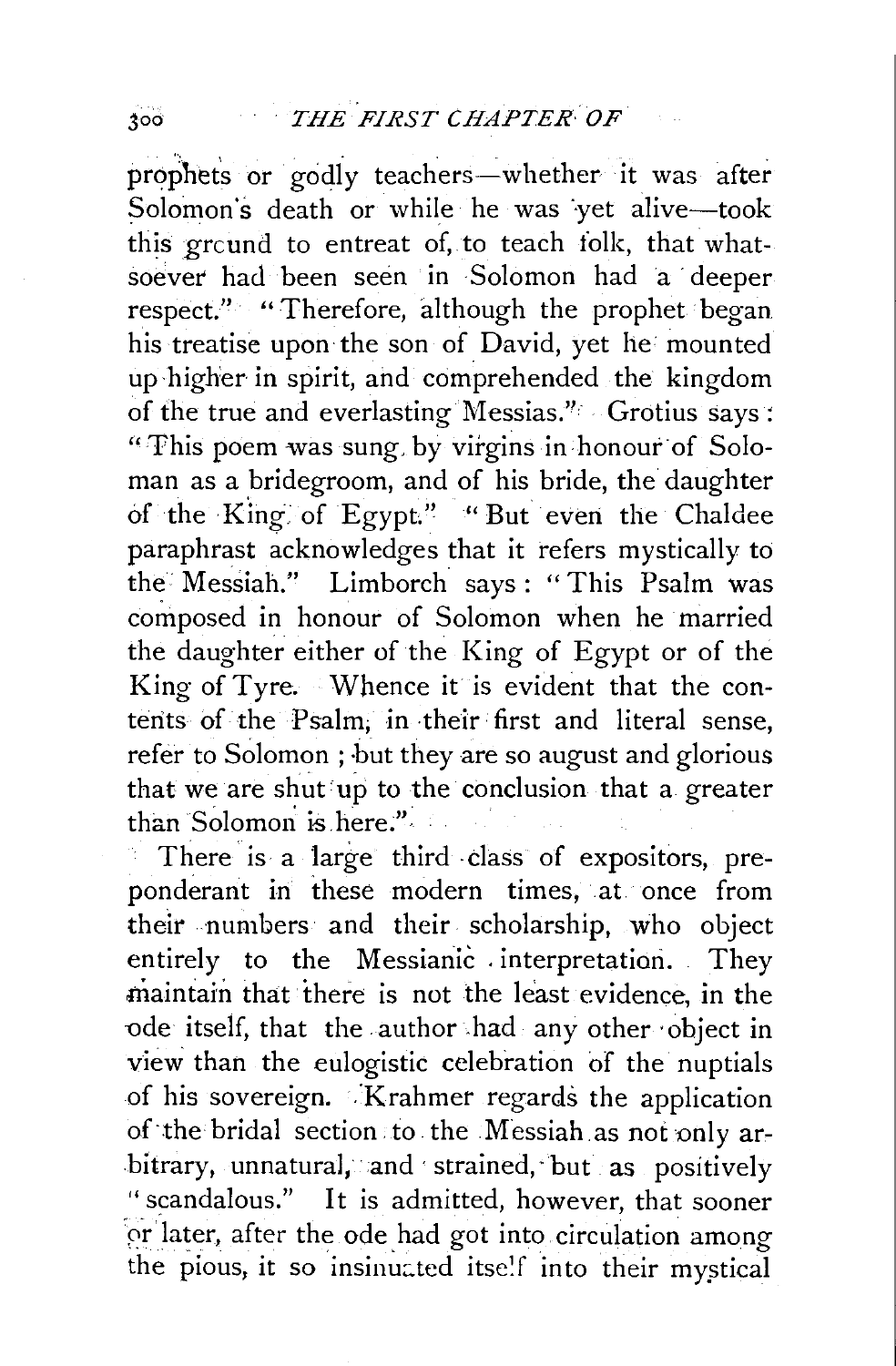prophets or godly teachers—whether it was after Solomon's death or while he was yet alive—took this ground to entreat of, to teach folk, that whatsoever had been seen in Solomon had a deeper respect." "Therefore, although the prophet began his treatise upon the son of David, yet he mounted up higher in spirit, and comprehended the kingdom of the true and everlasting Messias." Grotius says: "This poem was sung by virgins in honour of Soloman as a bridegroom, and of his bride, the daughter of the King of Egypt." "But even the Chaldee paraphrast acknowledges that it refers mystically to the Messiah." Limborch says: "This Psalm was composed in honour of Solomon when he married the daughter either of the King of Egypt or of the King of Tyre. Whence it is evident that the contents of the Psalm, in their first and literal sense, refer to Solomon; but they are so august and glorious that we are shut up to the conclusion that a greater than Solomon is here."

There is a large third class of expositors, preponderant in these modern times, at once from their numbers and their scholarship, who object entirely to the Messianic interpretation. They maintain that there is not the least evidence, in the ode itself, that the author had any other object in view than the eulogistic celebration of the nuptials of his sovereign. Krahmer regards the application of the bridal section to the Messiah as not only arbitrary, unnatural, and strained, but as positively "scandalous." It is admitted, however, that sooner or later, after the ode had got into circulation among the pious, it so insinuated itself into their mystical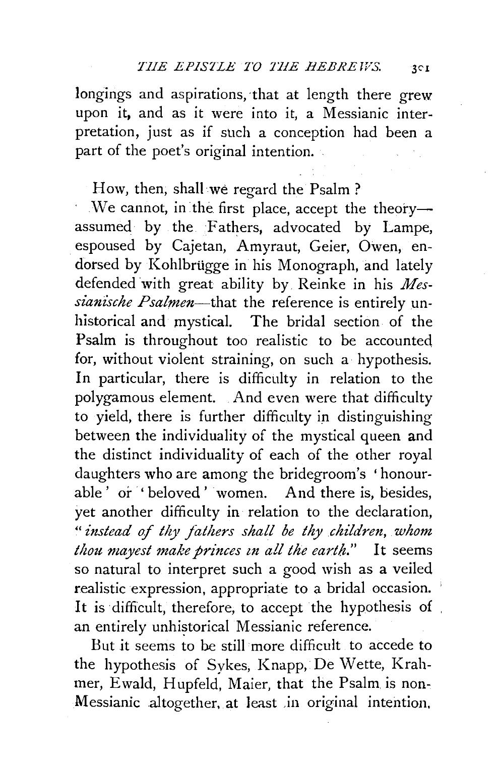longings and aspirations, that at length there grew upon it, and as it were into it, a Messianic interpretation, just as if such a conception had been a part of the poet's original intention.

How, then, shall we regard the Psalm?

We cannot, in the first place, accept the theory—assumed by the Fathers, advocated by Lampe, espoused by Cajetan, Amyraut, Geier, Owen, endorsed by Kohlbrügge in his Monograph, and lately defended with great ability by Reinke in his *Messianische Psalmen*—that the reference is entirely unhistorical and mystical. The bridal section of the Psalm is throughout too realistic to be accounted for, without violent straining, on such a hypothesis. In particular, there is difficulty in relation to the polygamous element. And even were that difficulty to yield, there is further difficulty in distinguishing between the individuality of the mystical queen and the distinct individuality of each of the other royal daughters who are among the bridegroom's 'honourable' or 'beloved' women. And there is, besides, yet another difficulty in relation to the declaration, "*instead of thy fathers shall be thy children, whom thou mayest make princes in all the earth.*" It seems so natural to interpret such a good wish as a veiled realistic expression, appropriate to a bridal occasion. It is difficult, therefore, to accept the hypothesis of an entirely unhistorical Messianic reference.

But it seems to be still more difficult to accede to the hypothesis of Sykes, Knapp, De Wette, Krahmer, Ewald, Hupfeld, Maier, that the Psalm is non-Messianic altogether, at least in original intention,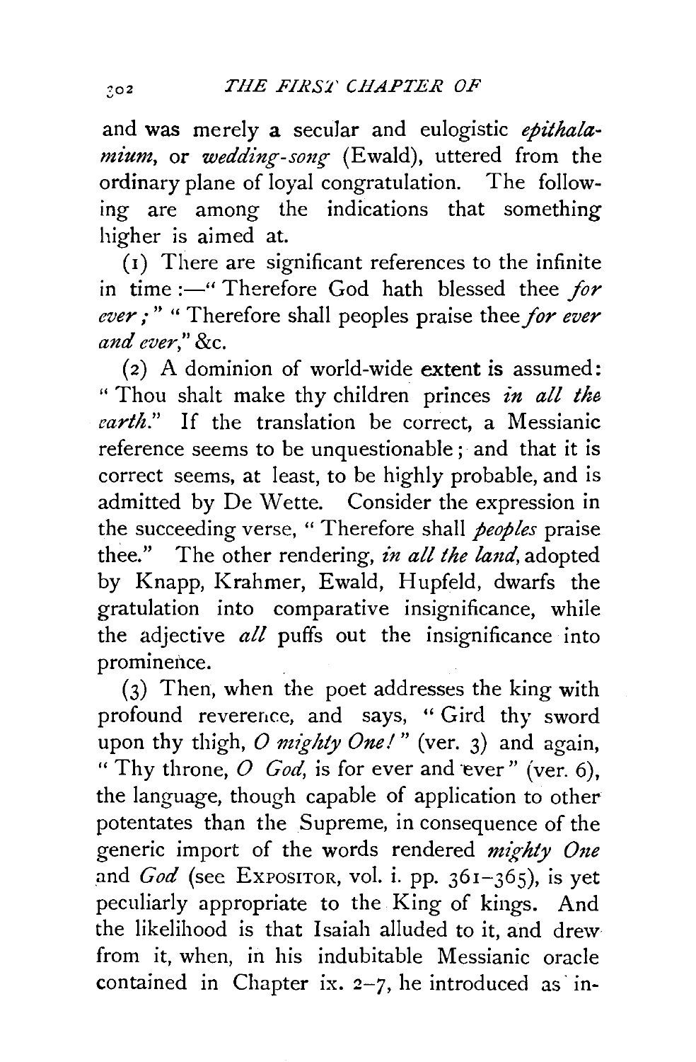and was merely a secular and eulogistic *epithalamium*, or *wedding-song* (Ewald), uttered from the ordinary plane of loyal congratulation. The following are among the indications that something higher is aimed at.

(1) There are significant references to the infinite in time :—" Therefore God hath blessed thee *for ever* ; " " Therefore shall peoples praise thee *for ever and ever*," &c.

(2) A dominion of world-wide extent is assumed: " Thou shalt make thy children princes *in all the earth*." If the translation be correct, a Messianic reference seems to be unquestionable ; and that it is correct seems, at least, to be highly probable, and is admitted by De Wette. Consider the expression in the succeeding verse, " Therefore shall *peoples* praise thee." The other rendering, *in all the land*, adopted by Knapp, Krahmer, Ewald, Hupfeld, dwarfs the gratulation into comparative insignificance, while the adjective *all* puffs out the insignificance into prominence.

(3) Then, when the poet addresses the king with profound reverence, and says, " Gird thy sword upon thy thigh, *O mighty One!* " (ver. 3) and again, " Thy throne, *O God*, is for ever and ever " (ver. 6), the language, though capable of application to other potentates than the Supreme, in consequence of the generic import of the words rendered *mighty One* and *God* (see EXPOSITOR, vol. i. pp. 361–365), is yet peculiarly appropriate to the King of kings. And the likelihood is that Isaiah alluded to it, and drew from it, when, in his indubitable Messianic oracle contained in Chapter ix. 2–7, he introduced as in-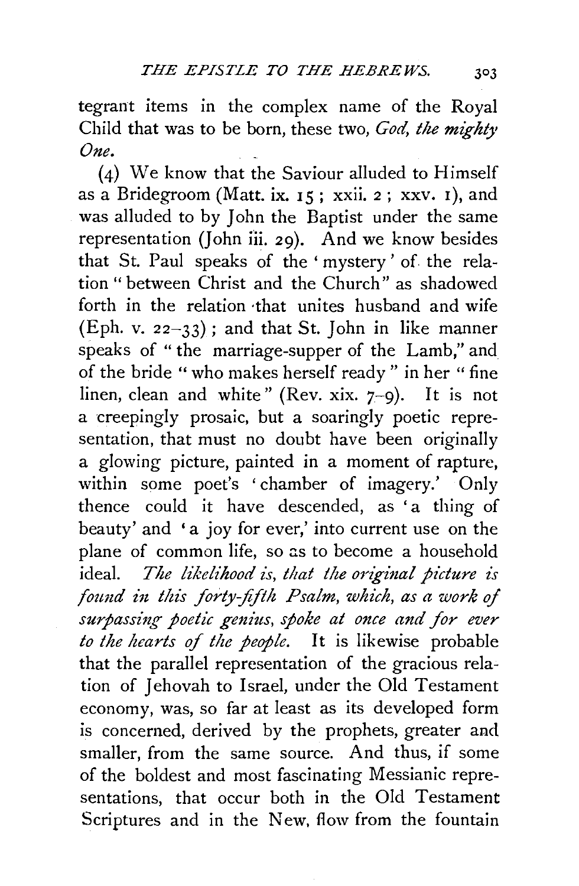tegrant items in the complex name of the Royal Child that was to be born, these two, *God, the mighty One*.

(4) We know that the Saviour alluded to Himself as a Bridegroom (Matt. ix. 15; xxii. 2; xxv. 1), and was alluded to by John the Baptist under the same representation (John iii. 29). And we know besides that St. Paul speaks of the 'mystery' of the relation "between Christ and the Church" as shadowed forth in the relation that unites husband and wife (Eph. v. 22–33); and that St. John in like manner speaks of "the marriage-supper of the Lamb," and of the bride "who makes herself ready" in her "fine linen, clean and white" (Rev. xix. 7–9). It is not a creepingly prosaic, but a soaringly poetic representation, that must no doubt have been originally a glowing picture, painted in a moment of rapture, within some poet's 'chamber of imagery.' Only thence could it have descended, as 'a thing of beauty' and 'a joy for ever,' into current use on the plane of common life, so as to become a household ideal. *The likelihood is, that the original picture is found in this forty-fifth Psalm, which, as a work of surpassing poetic genius, spoke at once and for ever to the hearts of the people.* It is likewise probable that the parallel representation of the gracious relation of Jehovah to Israel, under the Old Testament economy, was, so far at least as its developed form is concerned, derived by the prophets, greater and smaller, from the same source. And thus, if some of the boldest and most fascinating Messianic representations, that occur both in the Old Testament Scriptures and in the New, flow from the fountain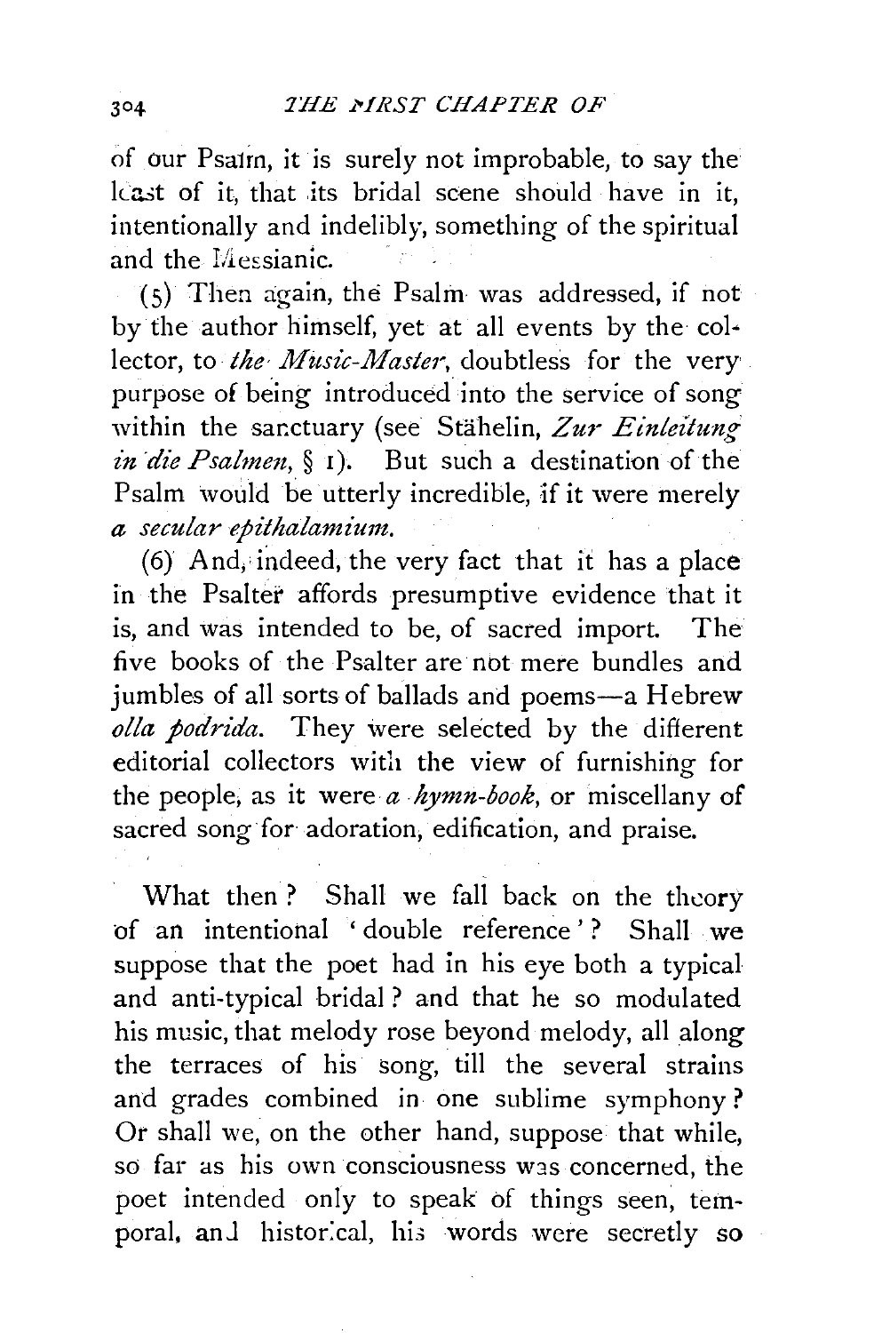of our Psalm, it is surely not improbable, to say the least of it, that its bridal scene should have in it, intentionally and indelibly, something of the spiritual and the Messianic.

(5) Then again, the Psalm was addressed, if not by the author himself, yet at all events by the collector, to *the Music-Master*, doubtless for the very purpose of being introduced into the service of song within the sanctuary (see Stähelin, *Zur Einleitung in die Psalmen*, § 1). But such a destination of the Psalm would be utterly incredible, if it were merely *a secular epithalamium.*

(6) And, indeed, the very fact that it has a place in the Psalter affords presumptive evidence that it is, and was intended to be, of sacred import. The five books of the Psalter are not mere bundles and jumbles of all sorts of ballads and poems—a Hebrew *olla podrida.* They were selected by the different editorial collectors with the view of furnishing for the people, as it were *a hymn-book*, or miscellany of sacred song for adoration, edification, and praise.

What then? Shall we fall back on the theory of an intentional 'double reference'? Shall we suppose that the poet had in his eye both a typical and anti-typical bridal? and that he so modulated his music, that melody rose beyond melody, all along the terraces of his song, till the several strains and grades combined in one sublime symphony? Or shall we, on the other hand, suppose that while, so far as his own consciousness was concerned, the poet intended only to speak of things seen, temporal, and historical, his words were secretly so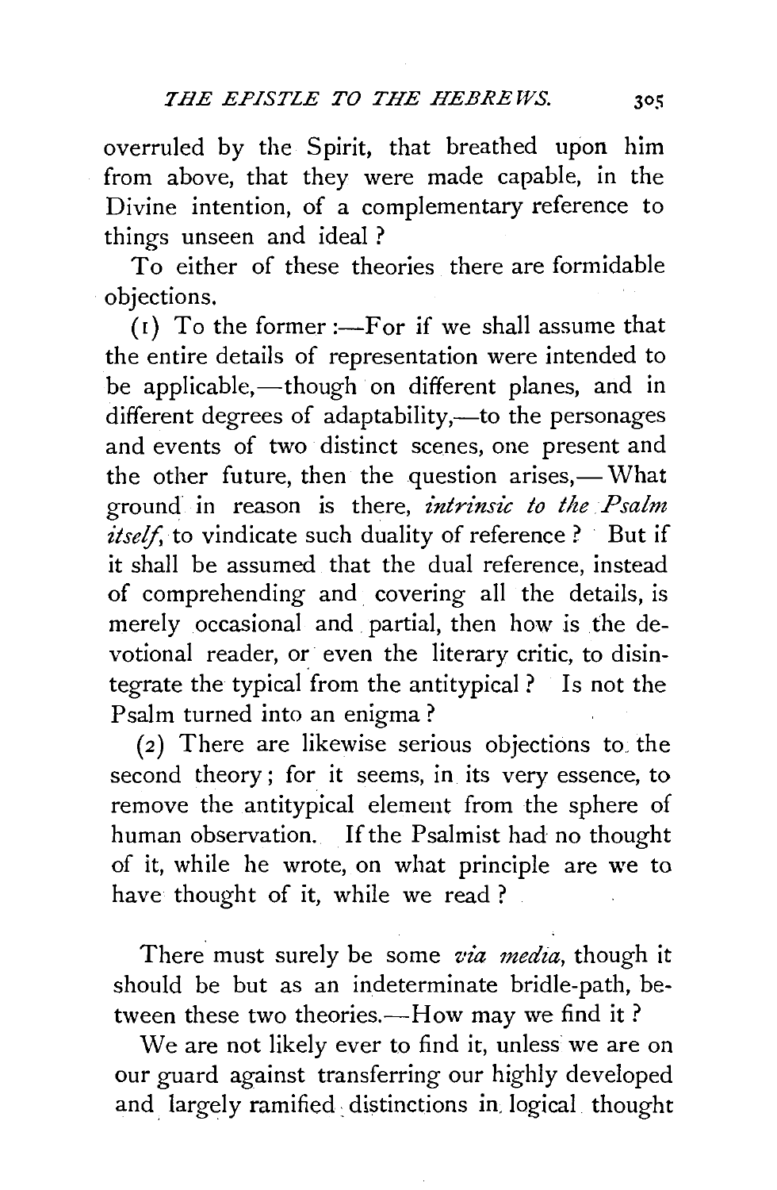overruled by the Spirit, that breathed upon him from above, that they were made capable, in the Divine intention, of a complementary reference to things unseen and ideal?

To either of these theories there are formidable objections.

(1) To the former:—For if we shall assume that the entire details of representation were intended to be applicable,—though on different planes, and in different degrees of adaptability,—to the personages and events of two distinct scenes, one present and the other future, then the question arises,—What ground in reason is there, *intrinsic to the Psalm itself*, to vindicate such duality of reference? But if it shall be assumed that the dual reference, instead of comprehending and covering all the details, is merely occasional and partial, then how is the devotional reader, or even the literary critic, to disintegrate the typical from the antitypical? Is not the Psalm turned into an enigma?

(2) There are likewise serious objections to the second theory; for it seems, in its very essence, to remove the antitypical element from the sphere of human observation. If the Psalmist had no thought of it, while he wrote, on what principle are we to have thought of it, while we read?

There must surely be some *via media*, though it should be but as an indeterminate bridle-path, between these two theories.—How may we find it?

We are not likely ever to find it, unless we are on our guard against transferring our highly developed and largely ramified distinctions in logical thought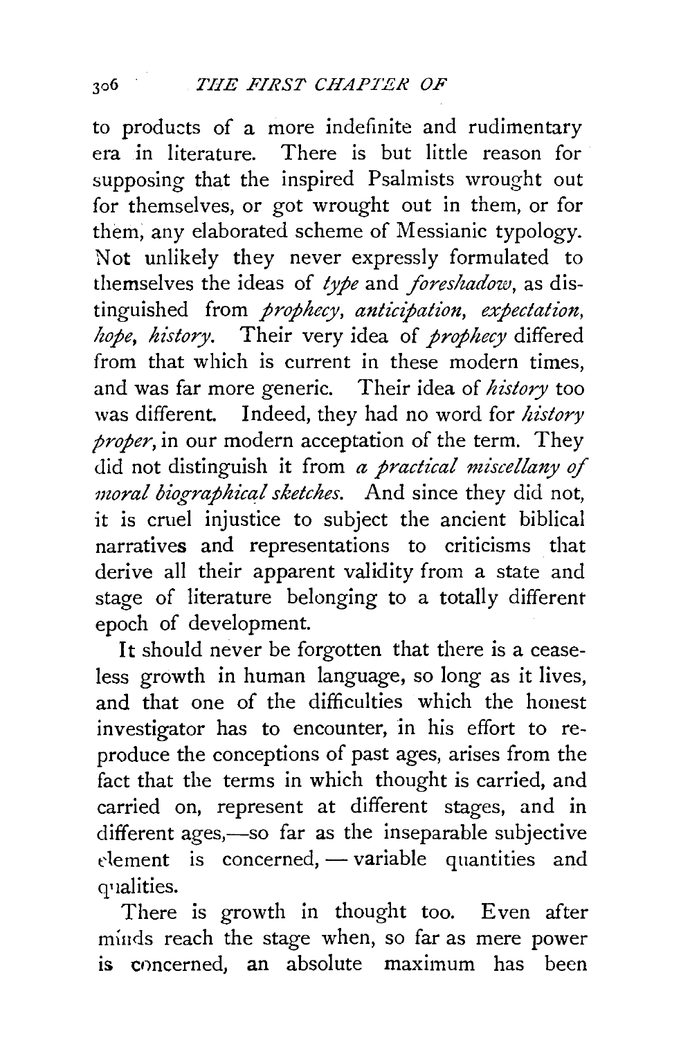to products of a more indefinite and rudimentary era in literature. There is but little reason for supposing that the inspired Psalmists wrought out for themselves, or got wrought out in them, or for them, any elaborated scheme of Messianic typology. Not unlikely they never expressly formulated to themselves the ideas of *type* and *foreshadow*, as distinguished from *prophecy, anticipation, expectation, hope, history*. Their very idea of *prophecy* differed from that which is current in these modern times, and was far more generic. Their idea of *history* too was different. Indeed, they had no word for *history proper*, in our modern acceptation of the term. They did not distinguish it from *a practical miscellany of moral biographical sketches*. And since they did not, it is cruel injustice to subject the ancient biblical narratives and representations to criticisms that derive all their apparent validity from a state and stage of literature belonging to a totally different epoch of development.

It should never be forgotten that there is a ceaseless growth in human language, so long as it lives, and that one of the difficulties which the honest investigator has to encounter, in his effort to reproduce the conceptions of past ages, arises from the fact that the terms in which thought is carried, and carried on, represent at different stages, and in different ages,—so far as the inseparable subjective element is concerned, — variable quantities and qualities.

There is growth in thought too. Even after minds reach the stage when, so far as mere power is concerned, an absolute maximum has been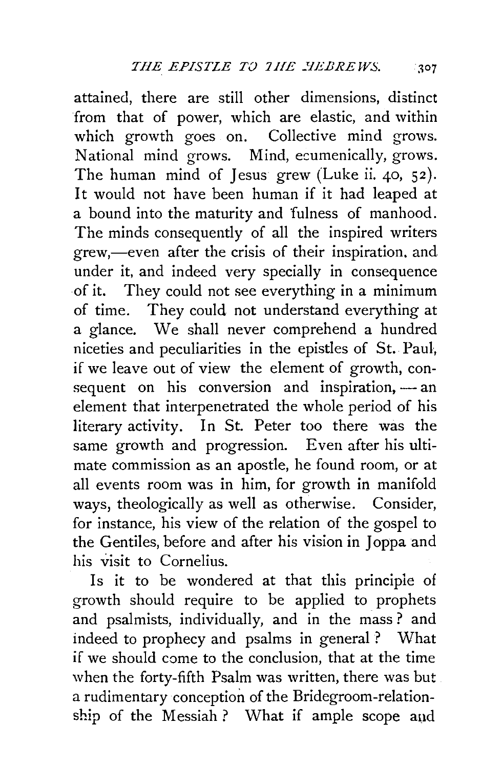attained, there are still other dimensions, distinct from that of power, which are elastic, and within which growth goes on. Collective mind grows. National mind grows. Mind, ecumenically, grows. The human mind of Jesus grew (Luke ii. 40, 52). It would not have been human if it had leaped at a bound into the maturity and fulness of manhood. The minds consequently of all the inspired writers grew,—even after the crisis of their inspiration. and under it, and indeed very specially in consequence of it. They could not see everything in a minimum of time. They could not understand everything at a glance. We shall never comprehend a hundred niceties and peculiarities in the epistles of St. Paul, if we leave out of view the element of growth, consequent on his conversion and inspiration,—an element that interpenetrated the whole period of his literary activity. In St. Peter too there was the same growth and progression. Even after his ultimate commission as an apostle, he found room, or at all events room was in him, for growth in manifold ways, theologically as well as otherwise. Consider, for instance, his view of the relation of the gospel to the Gentiles, before and after his vision in Joppa and his visit to Cornelius.

Is it to be wondered at that this principle of growth should require to be applied to prophets and psalmists, individually, and in the mass? and indeed to prophecy and psalms in general? What if we should come to the conclusion, that at the time when the forty-fifth Psalm was written, there was but a rudimentary conception of the Bridegroom-relationship of the Messiah? What if ample scope and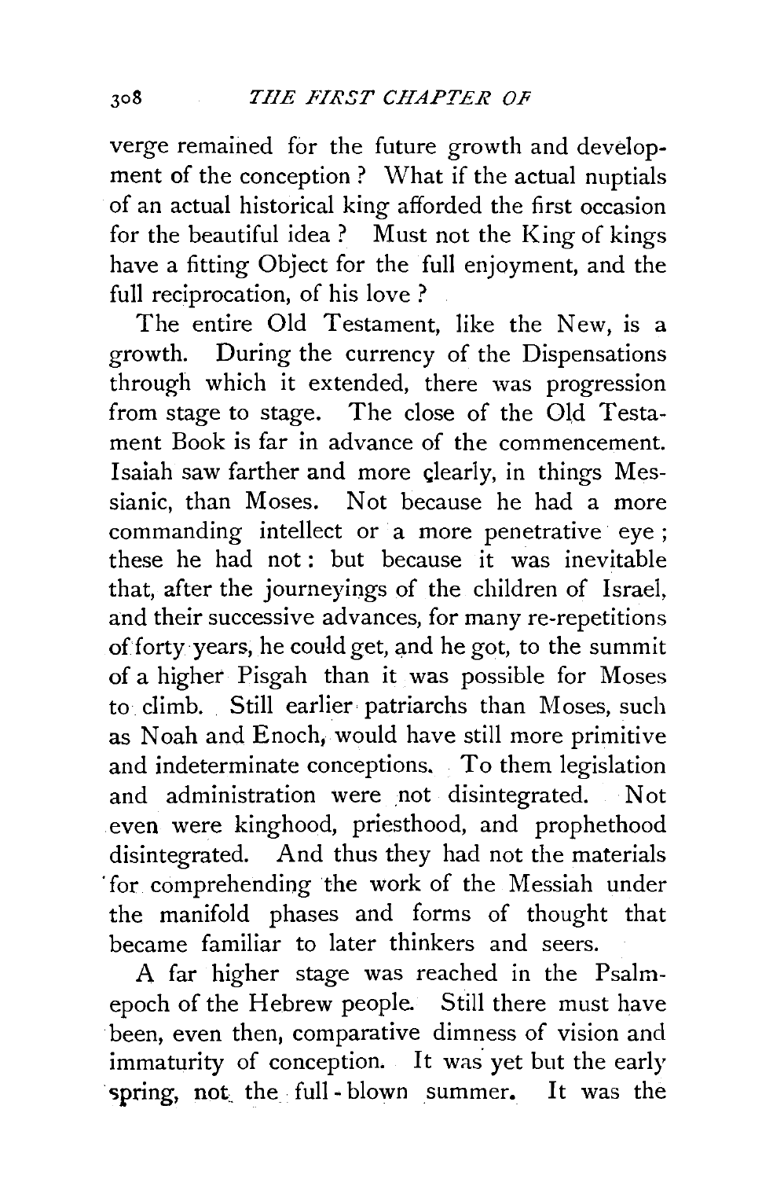verge remained for the future growth and development of the conception? What if the actual nuptials of an actual historical king afforded the first occasion for the beautiful idea? Must not the King of kings have a fitting Object for the full enjoyment, and the full reciprocation, of his love?

The entire Old Testament, like the New, is a growth. During the currency of the Dispensations through which it extended, there was progression from stage to stage. The close of the Old Testament Book is far in advance of the commencement. Isaiah saw farther and more clearly, in things Messianic, than Moses. Not because he had a more commanding intellect or a more penetrative eye; these he had not: but because it was inevitable that, after the journeyings of the children of Israel, and their successive advances, for many re-repetitions of forty years, he could get, and he got, to the summit of a higher Pisgah than it was possible for Moses to climb. Still earlier patriarchs than Moses, such as Noah and Enoch, would have still more primitive and indeterminate conceptions. To them legislation and administration were not disintegrated. Not even were kinghood, priesthood, and prophethood disintegrated. And thus they had not the materials for comprehending the work of the Messiah under the manifold phases and forms of thought that became familiar to later thinkers and seers.

A far higher stage was reached in the Psalm-epoch of the Hebrew people. Still there must have been, even then, comparative dimness of vision and immaturity of conception. It was yet but the early spring, not the full-blown summer. It was the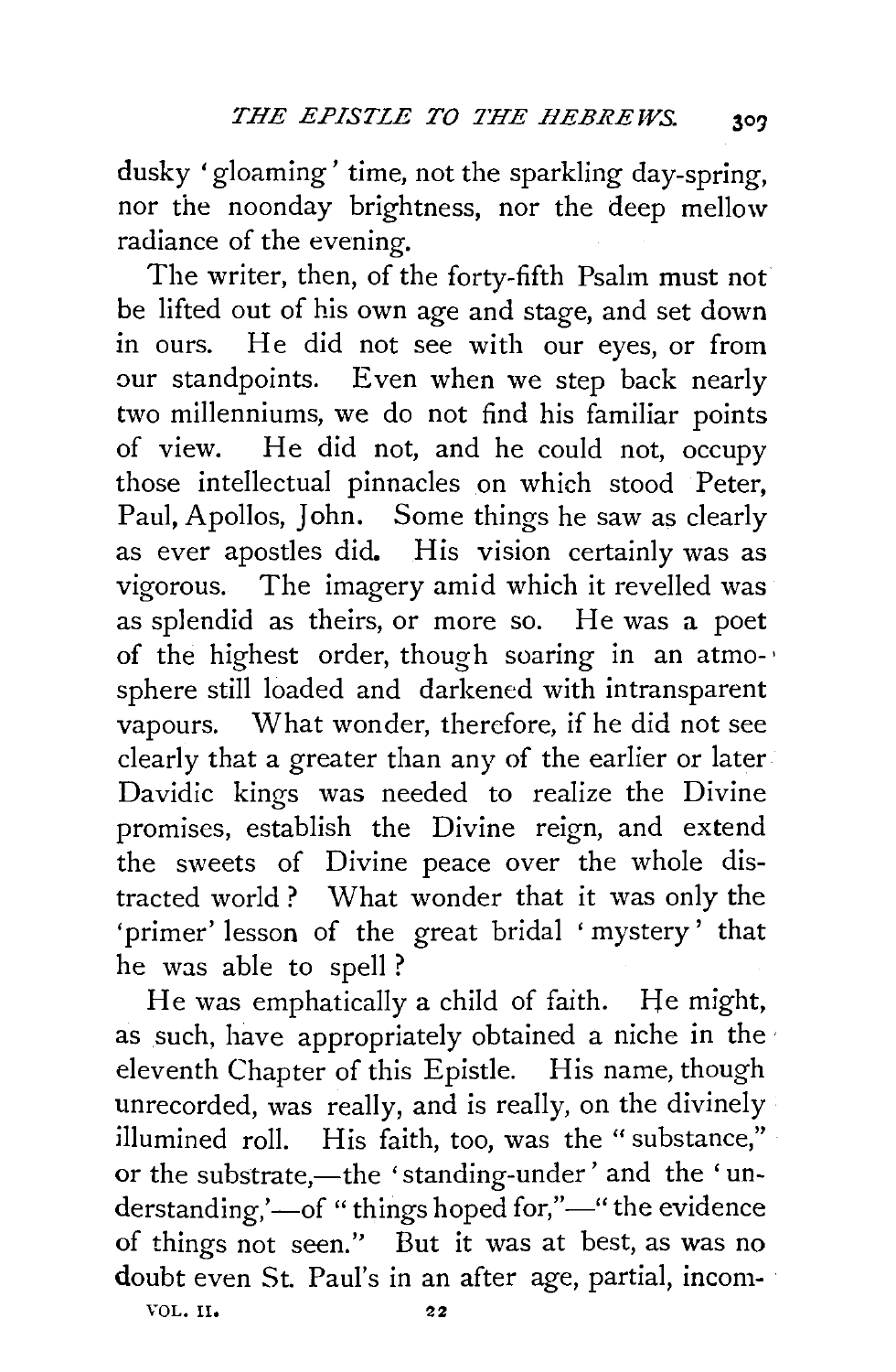dusky 'gloaming' time, not the sparkling day-spring, nor the noonday brightness, nor the deep mellow radiance of the evening.

The writer, then, of the forty-fifth Psalm must not be lifted out of his own age and stage, and set down in ours. He did not see with our eyes, or from our standpoints. Even when we step back nearly two millenniums, we do not find his familiar points of view. He did not, and he could not, occupy those intellectual pinnacles on which stood Peter, Paul, Apollos, John. Some things he saw as clearly as ever apostles did. His vision certainly was as vigorous. The imagery amid which it revelled was as splendid as theirs, or more so. He was a poet of the highest order, though soaring in an atmosphere still loaded and darkened with intransparent vapours. What wonder, therefore, if he did not see clearly that a greater than any of the earlier or later Davidic kings was needed to realize the Divine promises, establish the Divine reign, and extend the sweets of Divine peace over the whole distracted world? What wonder that it was only the 'primer' lesson of the great bridal 'mystery' that he was able to spell?

He was emphatically a child of faith. He might, as such, have appropriately obtained a niche in the eleventh Chapter of this Epistle. His name, though unrecorded, was really, and is really, on the divinely illumined roll. His faith, too, was the "substance," or the substrate,—the 'standing-under' and the 'understanding,'—of "things hoped for,"—"the evidence of things not seen." But it was at best, as was no doubt even St. Paul's in an after age, partial, incom-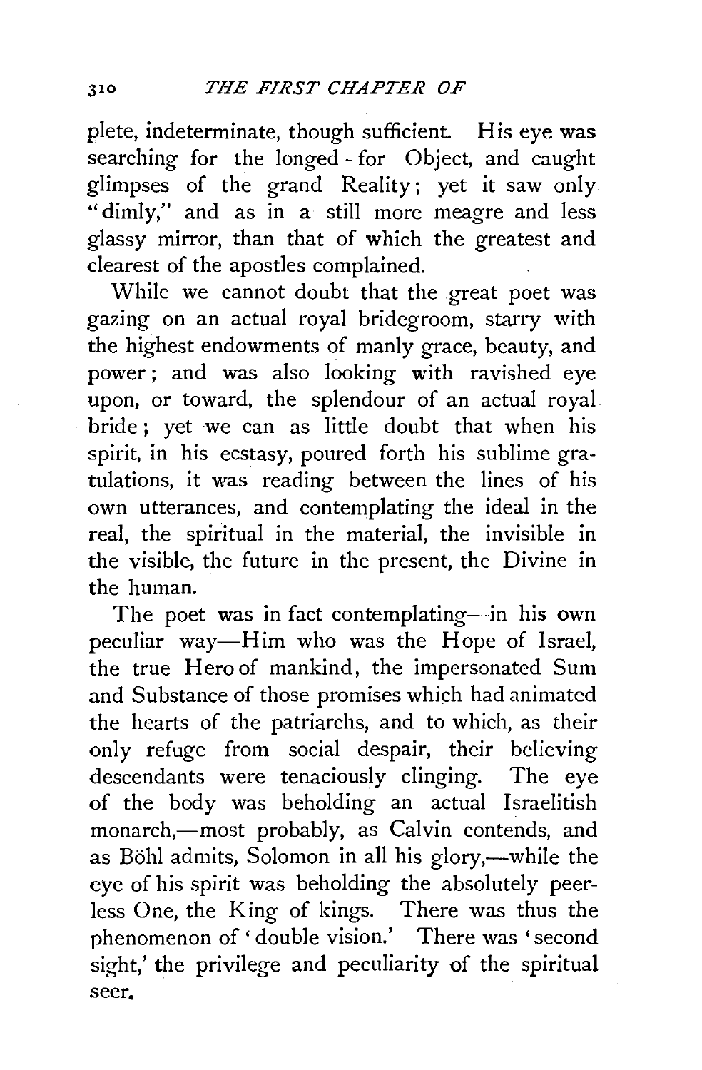plete, indeterminate, though sufficient. His eye was searching for the longed-for Object, and caught glimpses of the grand Reality; yet it saw only "dimly," and as in a still more meagre and less glassy mirror, than that of which the greatest and clearest of the apostles complained.

While we cannot doubt that the great poet was gazing on an actual royal bridegroom, starry with the highest endowments of manly grace, beauty, and power; and was also looking with ravished eye upon, or toward, the splendour of an actual royal bride; yet we can as little doubt that when his spirit, in his ecstasy, poured forth his sublime gratulations, it was reading between the lines of his own utterances, and contemplating the ideal in the real, the spiritual in the material, the invisible in the visible, the future in the present, the Divine in the human.

The poet was in fact contemplating—in his own peculiar way—Him who was the Hope of Israel, the true Hero of mankind, the impersonated Sum and Substance of those promises which had animated the hearts of the patriarchs, and to which, as their only refuge from social despair, their believing descendants were tenaciously clinging. The eye of the body was beholding an actual Israelitish monarch,—most probably, as Calvin contends, and as Böhl admits, Solomon in all his glory,—while the eye of his spirit was beholding the absolutely peerless One, the King of kings. There was thus the phenomenon of 'double vision.' There was 'second sight,' the privilege and peculiarity of the spiritual seer.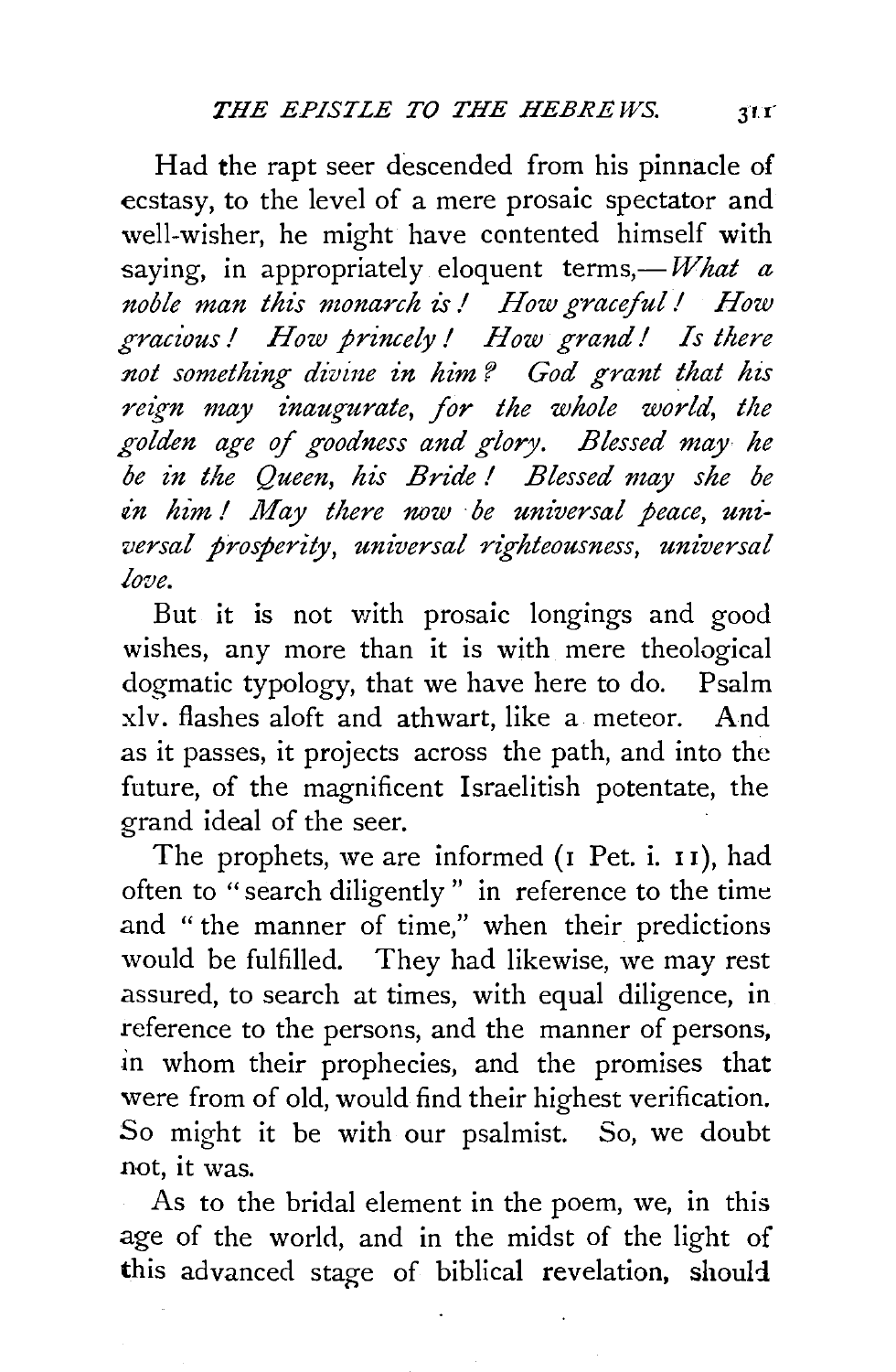Had the rapt seer descended from his pinnacle of ecstasy, to the level of a mere prosaic spectator and well-wisher, he might have contented himself with saying, in appropriately eloquent terms,—*What a noble man this monarch is! How graceful! How gracious! How princely! How grand! Is there not something divine in him? God grant that his reign may inaugurate, for the whole world, the golden age of goodness and glory. Blessed may he be in the Queen, his Bride! Blessed may she be in him! May there now be universal peace, universal prosperity, universal righteousness, universal love.*

But it is not with prosaic longings and good wishes, any more than it is with mere theological dogmatic typology, that we have here to do. Psalm xlv. flashes aloft and athwart, like a meteor. And as it passes, it projects across the path, and into the future, of the magnificent Israelitish potentate, the grand ideal of the seer.

The prophets, we are informed (1 Pet. i. 11), had often to "search diligently" in reference to the time and "the manner of time," when their predictions would be fulfilled. They had likewise, we may rest assured, to search at times, with equal diligence, in reference to the persons, and the manner of persons, in whom their prophecies, and the promises that were from of old, would find their highest verification. So might it be with our psalmist. So, we doubt not, it was.

As to the bridal element in the poem, we, in this age of the world, and in the midst of the light of this advanced stage of biblical revelation, should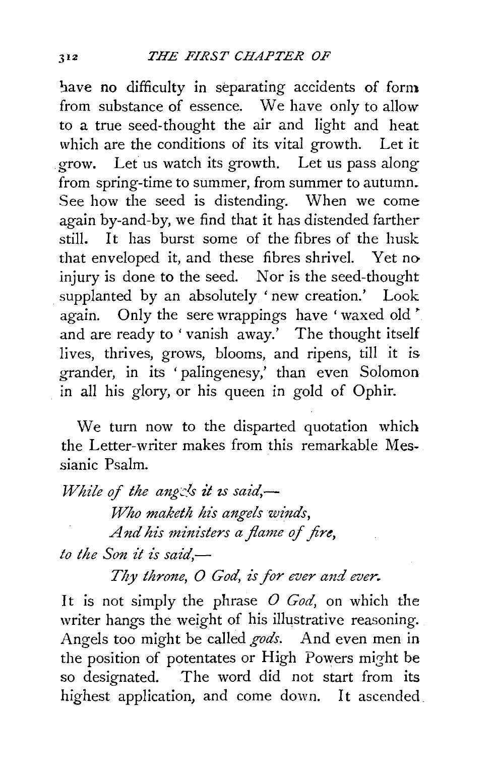have no difficulty in separating accidents of form from substance of essence. We have only to allow to a true seed-thought the air and light and heat which are the conditions of its vital growth. Let it grow. Let us watch its growth. Let us pass along from spring-time to summer, from summer to autumn. See how the seed is distending. When we come again by-and-by, we find that it has distended farther still. It has burst some of the fibres of the husk that enveloped it, and these fibres shrivel. Yet no injury is done to the seed. Nor is the seed-thought supplanted by an absolutely 'new creation.' Look again. Only the sere wrappings have 'waxed old' and are ready to 'vanish away.' The thought itself lives, thrives, grows, blooms, and ripens, till it is grander, in its 'palingenesy,' than even Solomon in all his glory, or his queen in gold of Ophir.

We turn now to the disparted quotation which the Letter-writer makes from this remarkable Messianic Psalm.

*While of the angels it is said,—*

> *Who maketh his angels winds,*
> *And his ministers a flame of fire,*

*to the Son it is said,—*

> *Thy throne, O God, is for ever and ever.*

It is not simply the phrase *O God,* on which the writer hangs the weight of his illustrative reasoning. Angels too might be called *gods.* And even men in the position of potentates or High Powers might be so designated. The word did not start from its highest application, and come down. It ascended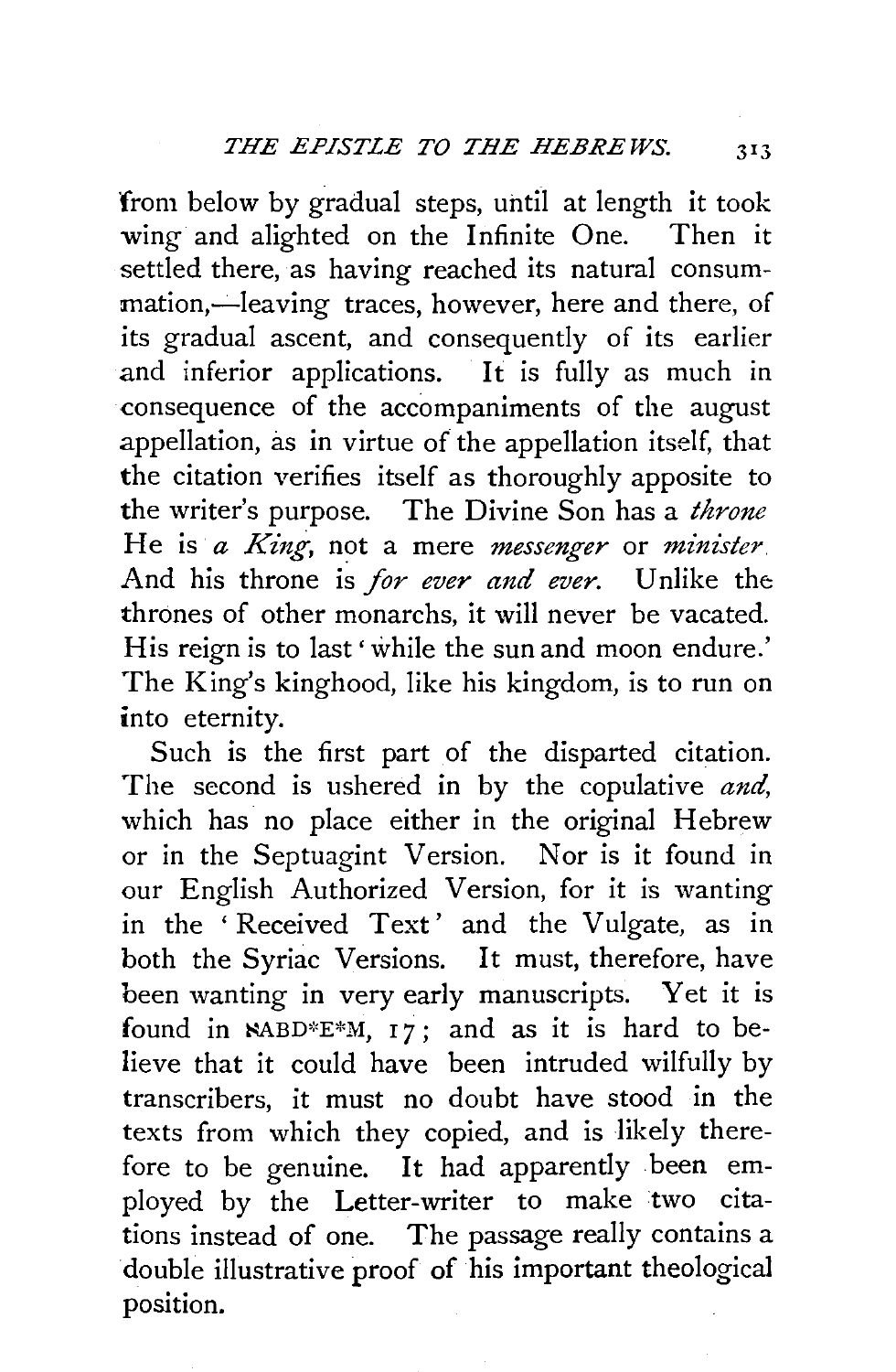from below by gradual steps, until at length it took wing and alighted on the Infinite One. Then it settled there, as having reached its natural consummation,—leaving traces, however, here and there, of its gradual ascent, and consequently of its earlier and inferior applications. It is fully as much in consequence of the accompaniments of the august appellation, as in virtue of the appellation itself, that the citation verifies itself as thoroughly apposite to the writer's purpose. The Divine Son has a *throne* He is *a King*, not a mere *messenger* or *minister*. And his throne is *for ever and ever*. Unlike the thrones of other monarchs, it will never be vacated. His reign is to last 'while the sun and moon endure.' The King's kinghood, like his kingdom, is to run on into eternity.

Such is the first part of the disparted citation. The second is ushered in by the copulative *and*, which has no place either in the original Hebrew or in the Septuagint Version. Nor is it found in our English Authorized Version, for it is wanting in the 'Received Text' and the Vulgate, as in both the Syriac Versions. It must, therefore, have been wanting in very early manuscripts. Yet it is found in ℵABD*E*M, 17; and as it is hard to believe that it could have been intruded wilfully by transcribers, it must no doubt have stood in the texts from which they copied, and is likely therefore to be genuine. It had apparently been employed by the Letter-writer to make two citations instead of one. The passage really contains a double illustrative proof of his important theological position.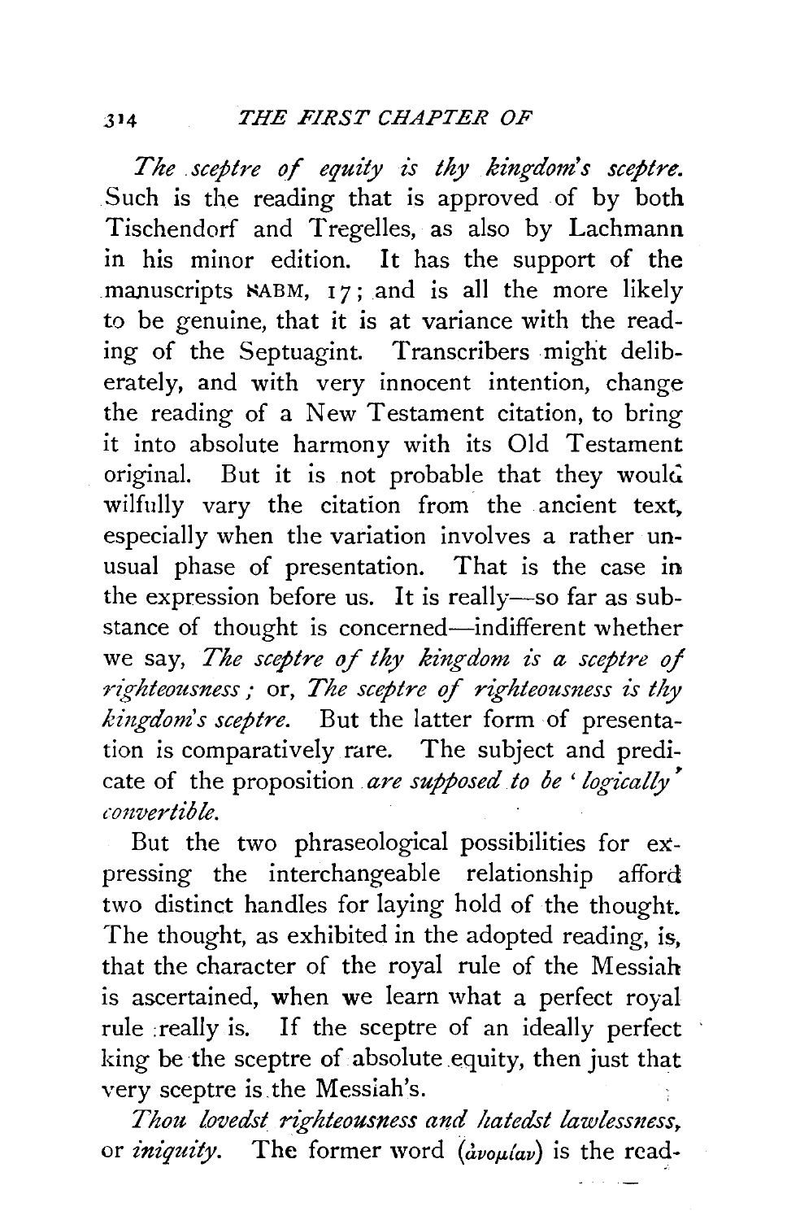*The sceptre of equity is thy kingdom's sceptre.* Such is the reading that is approved of by both Tischendorf and Tregelles, as also by Lachmann in his minor edition. It has the support of the manuscripts ℵABM, 17; and is all the more likely to be genuine, that it is at variance with the reading of the Septuagint. Transcribers might deliberately, and with very innocent intention, change the reading of a New Testament citation, to bring it into absolute harmony with its Old Testament original. But it is not probable that they would wilfully vary the citation from the ancient text, especially when the variation involves a rather unusual phase of presentation. That is the case in the expression before us. It is really—so far as substance of thought is concerned—indifferent whether we say, *The sceptre of thy kingdom is a sceptre of righteousness;* or, *The sceptre of righteousness is thy kingdom's sceptre.* But the latter form of presentation is comparatively rare. The subject and predicate of the proposition *are supposed to be 'logically' convertible.*

But the two phraseological possibilities for expressing the interchangeable relationship afford two distinct handles for laying hold of the thought. The thought, as exhibited in the adopted reading, is, that the character of the royal rule of the Messiah is ascertained, when we learn what a perfect royal rule really is. If the sceptre of an ideally perfect king be the sceptre of absolute equity, then just that very sceptre is the Messiah's.

*Thou lovedst righteousness and hatedst lawlessness,* or *iniquity.* The former word (ἀνομίαν) is the read-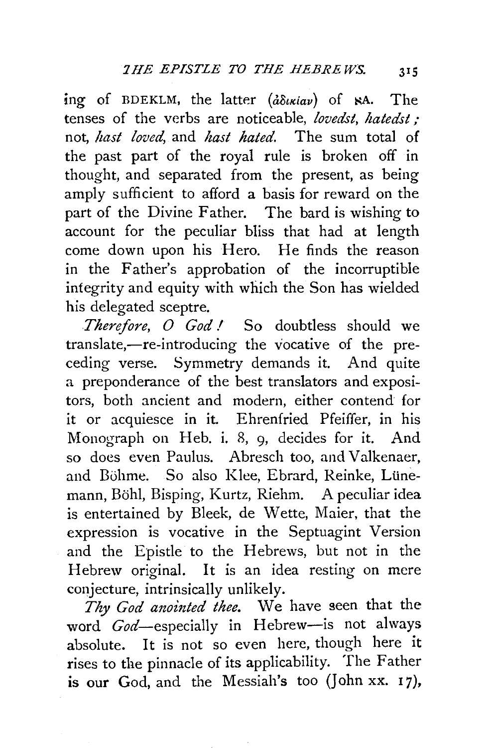ing of BDEKLM, the latter (ἀδικίαν) of ℵA. The tenses of the verbs are noticeable, *lovedst, hatedst;* not, *hast loved*, and *hast hated*. The sum total of the past part of the royal rule is broken off in thought, and separated from the present, as being amply sufficient to afford a basis for reward on the part of the Divine Father. The bard is wishing to account for the peculiar bliss that had at length come down upon his Hero. He finds the reason in the Father's approbation of the incorruptible integrity and equity with which the Son has wielded his delegated sceptre.

*Therefore, O God!* So doubtless should we translate,—re-introducing the vocative of the preceding verse. Symmetry demands it. And quite a preponderance of the best translators and expositors, both ancient and modern, either contend for it or acquiesce in it. Ehrenfried Pfeiffer, in his Monograph on Heb. i. 8, 9, decides for it. And so does even Paulus. Abresch too, and Valkenaer, and Böhme. So also Klee, Ebrard, Reinke, Lünemann, Böhl, Bisping, Kurtz, Riehm. A peculiar idea is entertained by Bleek, de Wette, Maier, that the expression is vocative in the Septuagint Version and the Epistle to the Hebrews, but not in the Hebrew original. It is an idea resting on mere conjecture, intrinsically unlikely.

*Thy God anointed thee.* We have seen that the word *God*—especially in Hebrew—is not always absolute. It is not so even here, though here it rises to the pinnacle of its applicability. The Father is our God, and the Messiah's too (John xx. 17),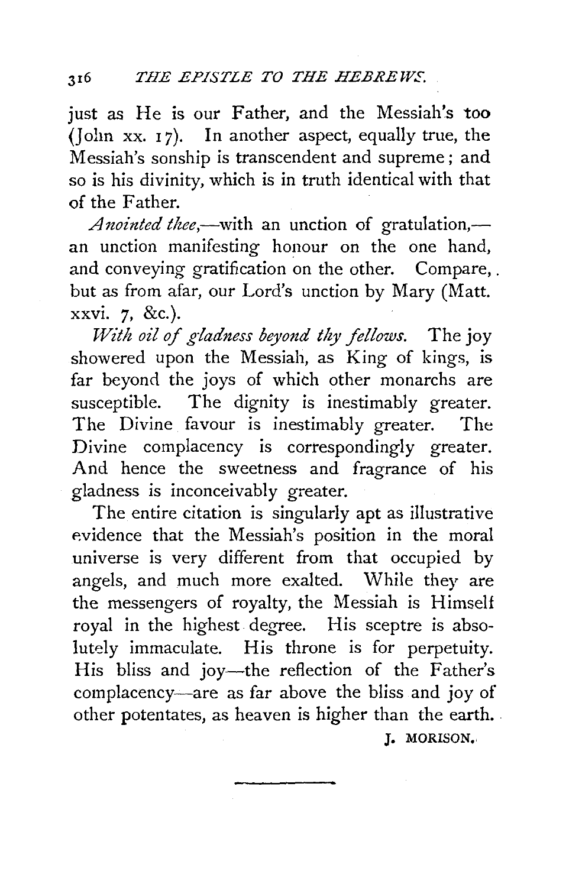just as He is our Father, and the Messiah's too (John xx. 17). In another aspect, equally true, the Messiah's sonship is transcendent and supreme; and so is his divinity, which is in truth identical with that of the Father.

*Anointed thee*,—with an unction of gratulation,—an unction manifesting honour on the one hand, and conveying gratification on the other. Compare, but as from afar, our Lord's unction by Mary (Matt. xxvi. 7, &c.).

*With oil of gladness beyond thy fellows.* The joy showered upon the Messiah, as King of kings, is far beyond the joys of which other monarchs are susceptible. The dignity is inestimably greater. The Divine favour is inestimably greater. The Divine complacency is correspondingly greater. And hence the sweetness and fragrance of his gladness is inconceivably greater.

The entire citation is singularly apt as illustrative evidence that the Messiah's position in the moral universe is very different from that occupied by angels, and much more exalted. While they are the messengers of royalty, the Messiah is Himself royal in the highest degree. His sceptre is absolutely immaculate. His throne is for perpetuity. His bliss and joy—the reflection of the Father's complacency—are as far above the bliss and joy of other potentates, as heaven is higher than the earth.

J. MORISON.